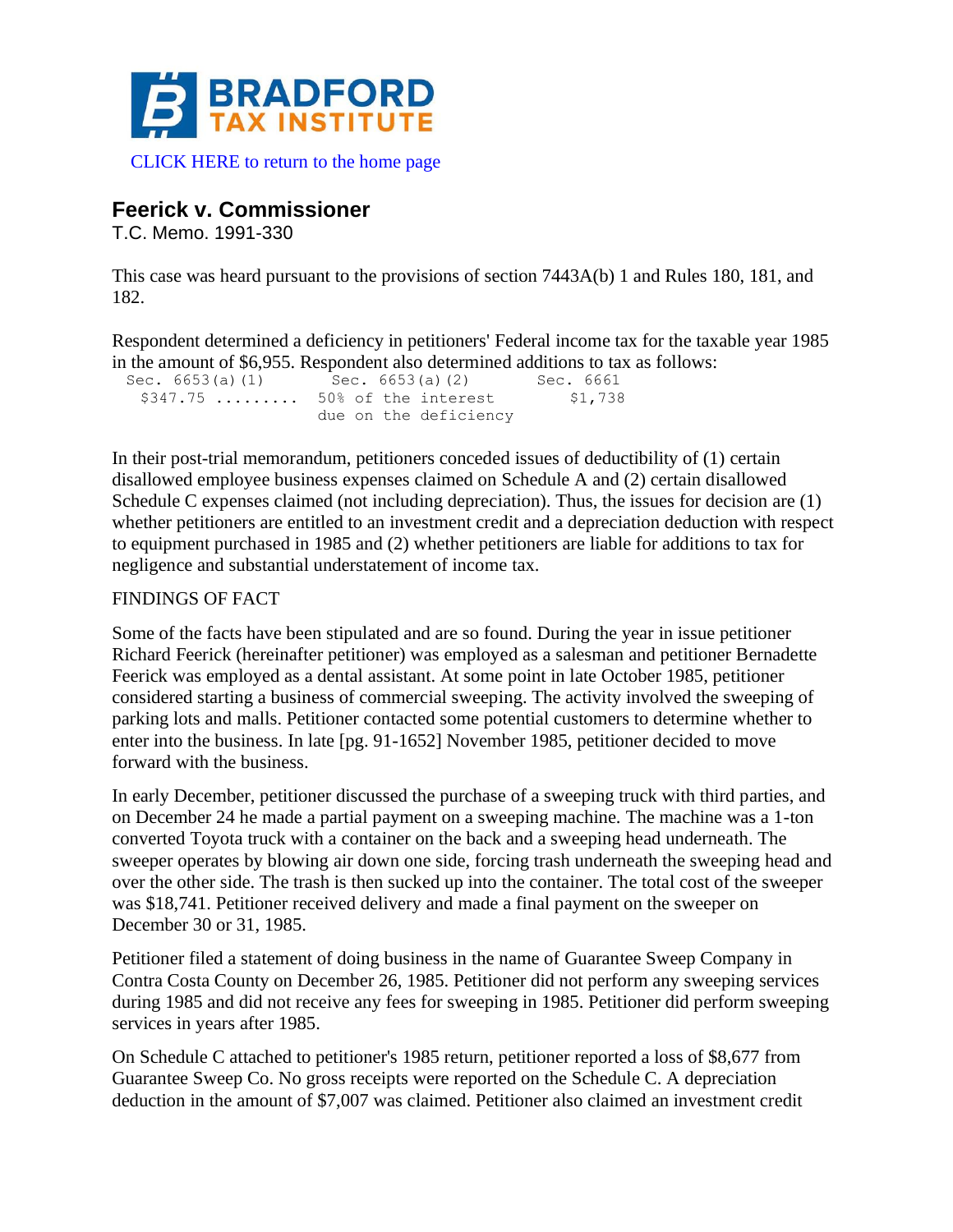**BRADFORD TAX INSTITUTE**

CLICK HERE to return to the home page

## Feerick v. Commissioner

T.C. Memo. 1991-330

This case was heard pursuant to the provisions of section 7443A(b) 1 and Rules 180, 181, and 182.

Respondent determined a deficiency in petitioners' Federal income tax for the taxable year 1985 in the amount of $6,955. Respondent also determined additions to tax as follows:

| Sec. 6653(a)(1) | Sec. 6653(a)(2) | Sec. 6661 |
|---|---|---|
| $347.75 ......... | 50% of the interest due on the deficiency | $1,738 |

In their post-trial memorandum, petitioners conceded issues of deductibility of (1) certain disallowed employee business expenses claimed on Schedule A and (2) certain disallowed Schedule C expenses claimed (not including depreciation). Thus, the issues for decision are (1) whether petitioners are entitled to an investment credit and a depreciation deduction with respect to equipment purchased in 1985 and (2) whether petitioners are liable for additions to tax for negligence and substantial understatement of income tax.

FINDINGS OF FACT

Some of the facts have been stipulated and are so found. During the year in issue petitioner Richard Feerick (hereinafter petitioner) was employed as a salesman and petitioner Bernadette Feerick was employed as a dental assistant. At some point in late October 1985, petitioner considered starting a business of commercial sweeping. The activity involved the sweeping of parking lots and malls. Petitioner contacted some potential customers to determine whether to enter into the business. In late [pg. 91-1652] November 1985, petitioner decided to move forward with the business.

In early December, petitioner discussed the purchase of a sweeping truck with third parties, and on December 24 he made a partial payment on a sweeping machine. The machine was a 1-ton converted Toyota truck with a container on the back and a sweeping head underneath. The sweeper operates by blowing air down one side, forcing trash underneath the sweeping head and over the other side. The trash is then sucked up into the container. The total cost of the sweeper was $18,741. Petitioner received delivery and made a final payment on the sweeper on December 30 or 31, 1985.

Petitioner filed a statement of doing business in the name of Guarantee Sweep Company in Contra Costa County on December 26, 1985. Petitioner did not perform any sweeping services during 1985 and did not receive any fees for sweeping in 1985. Petitioner did perform sweeping services in years after 1985.

On Schedule C attached to petitioner's 1985 return, petitioner reported a loss of $8,677 from Guarantee Sweep Co. No gross receipts were reported on the Schedule C. A depreciation deduction in the amount of $7,007 was claimed. Petitioner also claimed an investment credit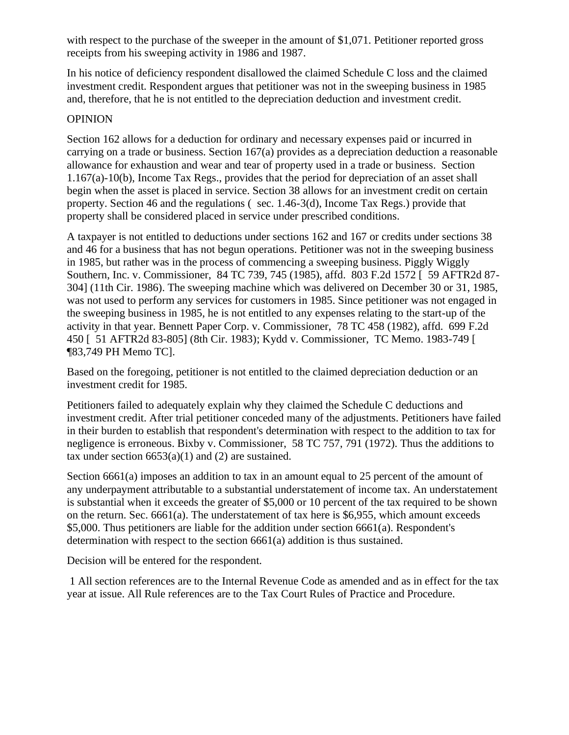with respect to the purchase of the sweeper in the amount of $1,071. Petitioner reported gross receipts from his sweeping activity in 1986 and 1987.

In his notice of deficiency respondent disallowed the claimed Schedule C loss and the claimed investment credit. Respondent argues that petitioner was not in the sweeping business in 1985 and, therefore, that he is not entitled to the depreciation deduction and investment credit.

OPINION

Section 162 allows for a deduction for ordinary and necessary expenses paid or incurred in carrying on a trade or business. Section 167(a) provides as a depreciation deduction a reasonable allowance for exhaustion and wear and tear of property used in a trade or business. Section 1.167(a)-10(b), Income Tax Regs., provides that the period for depreciation of an asset shall begin when the asset is placed in service. Section 38 allows for an investment credit on certain property. Section 46 and the regulations ( sec. 1.46-3(d), Income Tax Regs.) provide that property shall be considered placed in service under prescribed conditions.

A taxpayer is not entitled to deductions under sections 162 and 167 or credits under sections 38 and 46 for a business that has not begun operations. Petitioner was not in the sweeping business in 1985, but rather was in the process of commencing a sweeping business. Piggly Wiggly Southern, Inc. v. Commissioner, 84 TC 739, 745 (1985), affd. 803 F.2d 1572 [ 59 AFTR2d 87-304] (11th Cir. 1986). The sweeping machine which was delivered on December 30 or 31, 1985, was not used to perform any services for customers in 1985. Since petitioner was not engaged in the sweeping business in 1985, he is not entitled to any expenses relating to the start-up of the activity in that year. Bennett Paper Corp. v. Commissioner, 78 TC 458 (1982), affd. 699 F.2d 450 [ 51 AFTR2d 83-805] (8th Cir. 1983); Kydd v. Commissioner, TC Memo. 1983-749 [ ¶83,749 PH Memo TC].

Based on the foregoing, petitioner is not entitled to the claimed depreciation deduction or an investment credit for 1985.

Petitioners failed to adequately explain why they claimed the Schedule C deductions and investment credit. After trial petitioner conceded many of the adjustments. Petitioners have failed in their burden to establish that respondent's determination with respect to the addition to tax for negligence is erroneous. Bixby v. Commissioner, 58 TC 757, 791 (1972). Thus the additions to tax under section 6653(a)(1) and (2) are sustained.

Section 6661(a) imposes an addition to tax in an amount equal to 25 percent of the amount of any underpayment attributable to a substantial understatement of income tax. An understatement is substantial when it exceeds the greater of $5,000 or 10 percent of the tax required to be shown on the return. Sec. 6661(a). The understatement of tax here is $6,955, which amount exceeds $5,000. Thus petitioners are liable for the addition under section 6661(a). Respondent's determination with respect to the section 6661(a) addition is thus sustained.

Decision will be entered for the respondent.

1 All section references are to the Internal Revenue Code as amended and as in effect for the tax year at issue. All Rule references are to the Tax Court Rules of Practice and Procedure.